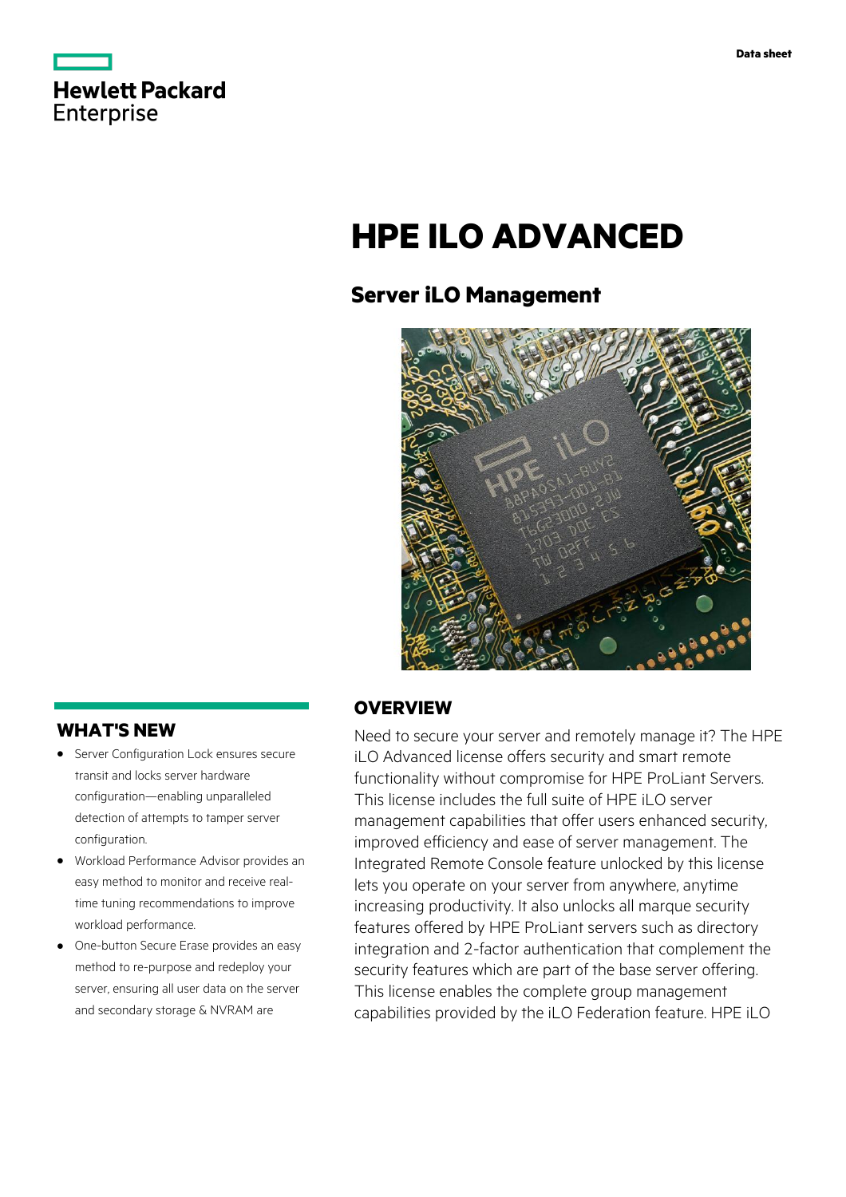Hewlett Packard Enterprise

Data sheet

# HPE ILO ADVANCED

## Server iLO Management

## OVERVIEW

Need to secure your server and remotely manage it? The HPE iLO Advanced license offers security and smart remote functionality without compromise for HPE ProLiant Servers. This license includes the full suite of HPE iLO server management capabilities that offer users enhanced security, improved efficiency and ease of server management. The Integrated Remote Console feature unlocked by this license lets you operate on your server from anywhere, anytime increasing productivity. It also unlocks all marque security features offered by HPE ProLiant servers such as directory integration and 2-factor authentication that complement the security features which are part of the base server offering. This license enables the complete group management capabilities provided by the iLO Federation feature. HPE iLO

## WHAT'S NEW

- Server Configuration Lock ensures secure transit and locks server hardware configuration—enabling unparalleled detection of attempts to tamper server configuration.
- Workload Performance Advisor provides an easy method to monitor and receive real-time tuning recommendations to improve workload performance.
- One-button Secure Erase provides an easy method to re-purpose and redeploy your server, ensuring all user data on the server and secondary storage & NVRAM are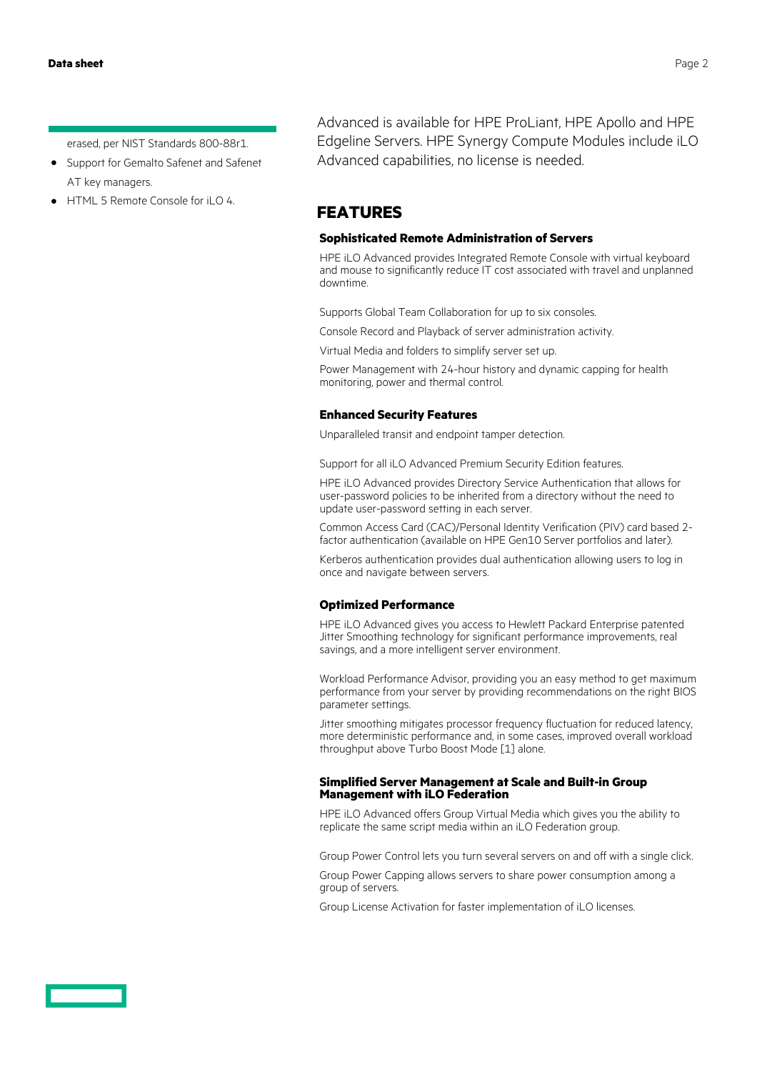erased, per NIST Standards 800-88r1.

- Support for Gemalto Safenet and Safenet AT key managers.
- HTML 5 Remote Console for iLO 4.

Advanced is available for HPE ProLiant, HPE Apollo and HPE Edgeline Servers. HPE Synergy Compute Modules include iLO Advanced capabilities, no license is needed.

## FEATURES

### Sophisticated Remote Administration of Servers

HPE iLO Advanced provides Integrated Remote Console with virtual keyboard and mouse to significantly reduce IT cost associated with travel and unplanned downtime.

Supports Global Team Collaboration for up to six consoles.

Console Record and Playback of server administration activity.

Virtual Media and folders to simplify server set up.

Power Management with 24-hour history and dynamic capping for health monitoring, power and thermal control.

### Enhanced Security Features

Unparalleled transit and endpoint tamper detection.

Support for all iLO Advanced Premium Security Edition features.

HPE iLO Advanced provides Directory Service Authentication that allows for user-password policies to be inherited from a directory without the need to update user-password setting in each server.

Common Access Card (CAC)/Personal Identity Verification (PIV) card based 2-factor authentication (available on HPE Gen10 Server portfolios and later).

Kerberos authentication provides dual authentication allowing users to log in once and navigate between servers.

### Optimized Performance

HPE iLO Advanced gives you access to Hewlett Packard Enterprise patented Jitter Smoothing technology for significant performance improvements, real savings, and a more intelligent server environment.

Workload Performance Advisor, providing you an easy method to get maximum performance from your server by providing recommendations on the right BIOS parameter settings.

Jitter smoothing mitigates processor frequency fluctuation for reduced latency, more deterministic performance and, in some cases, improved overall workload throughput above Turbo Boost Mode [1] alone.

### Simplified Server Management at Scale and Built-in Group Management with iLO Federation

HPE iLO Advanced offers Group Virtual Media which gives you the ability to replicate the same script media within an iLO Federation group.

Group Power Control lets you turn several servers on and off with a single click.

Group Power Capping allows servers to share power consumption among a group of servers.

Group License Activation for faster implementation of iLO licenses.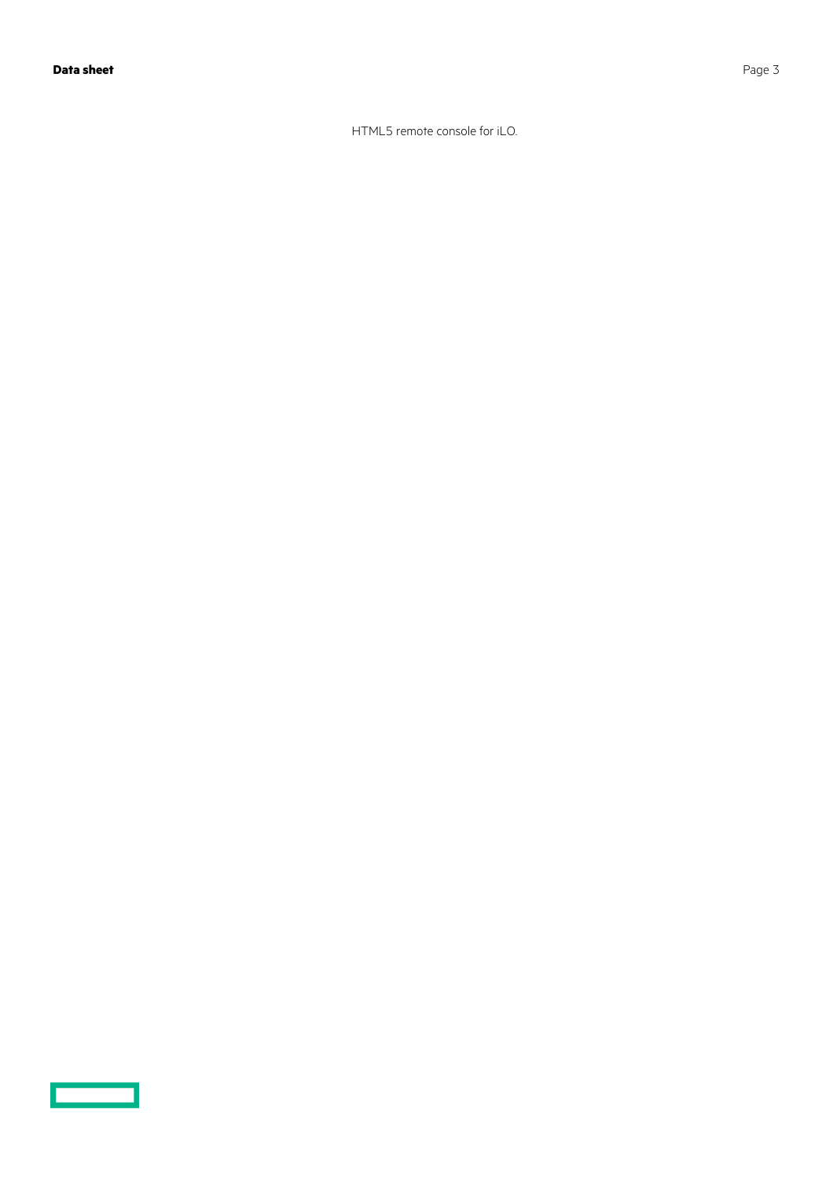HTML5 remote console for iLO.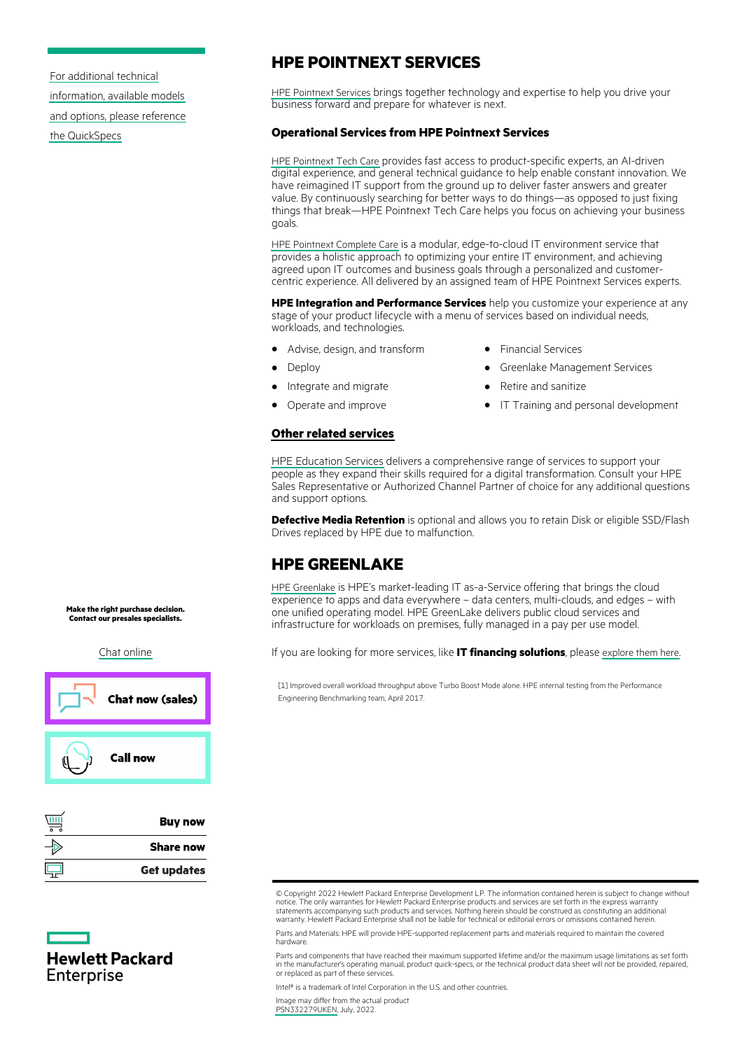For additional technical information, available models and options, please reference the QuickSpecs

## HPE POINTNEXT SERVICES

HPE Pointnext Services brings together technology and expertise to help you drive your business forward and prepare for whatever is next.

### Operational Services from HPE Pointnext Services

HPE Pointnext Tech Care provides fast access to product-specific experts, an AI-driven digital experience, and general technical guidance to help enable constant innovation. We have reimagined IT support from the ground up to deliver faster answers and greater value. By continuously searching for better ways to do things—as opposed to just fixing things that break—HPE Pointnext Tech Care helps you focus on achieving your business goals.

HPE Pointnext Complete Care is a modular, edge-to-cloud IT environment service that provides a holistic approach to optimizing your entire IT environment, and achieving agreed upon IT outcomes and business goals through a personalized and customer-centric experience. All delivered by an assigned team of HPE Pointnext Services experts.

**HPE Integration and Performance Services** help you customize your experience at any stage of your product lifecycle with a menu of services based on individual needs, workloads, and technologies.

- Advise, design, and transform
- Deploy
- Integrate and migrate
- Operate and improve
- Financial Services
- Greenlake Management Services
- Retire and sanitize
- IT Training and personal development

### Other related services

HPE Education Services delivers a comprehensive range of services to support your people as they expand their skills required for a digital transformation. Consult your HPE Sales Representative or Authorized Channel Partner of choice for any additional questions and support options.

**Defective Media Retention** is optional and allows you to retain Disk or eligible SSD/Flash Drives replaced by HPE due to malfunction.

## HPE GREENLAKE

HPE Greenlake is HPE's market-leading IT as-a-Service offering that brings the cloud experience to apps and data everywhere – data centers, multi-clouds, and edges – with one unified operating model. HPE GreenLake delivers public cloud services and infrastructure for workloads on premises, fully managed in a pay per use model.

If you are looking for more services, like **IT financing solutions**, please explore them here.

[1] Improved overall workload throughput above Turbo Boost Mode alone. HPE internal testing from the Performance Engineering Benchmarking team, April 2017.

**Make the right purchase decision. Contact our presales specialists.**

Chat online

**Chat now (sales)**

**Call now**

**Buy now**

**Share now**

**Get updates**

Hewlett Packard Enterprise

© Copyright 2022 Hewlett Packard Enterprise Development LP. The information contained herein is subject to change without notice. The only warranties for Hewlett Packard Enterprise products and services are set forth in the express warranty statements accompanying such products and services. Nothing herein should be construed as constituting an additional warranty. Hewlett Packard Enterprise shall not be liable for technical or editorial errors or omissions contained herein.

Parts and Materials: HPE will provide HPE-supported replacement parts and materials required to maintain the covered hardware.

Parts and components that have reached their maximum supported lifetime and/or the maximum usage limitations as set forth in the manufacturer's operating manual, product quick-specs, or the technical product data sheet will not be provided, repaired, or replaced as part of these services.

Intel® is a trademark of Intel Corporation in the U.S. and other countries.

Image may differ from the actual product

PSN332279UKEN, July, 2022.